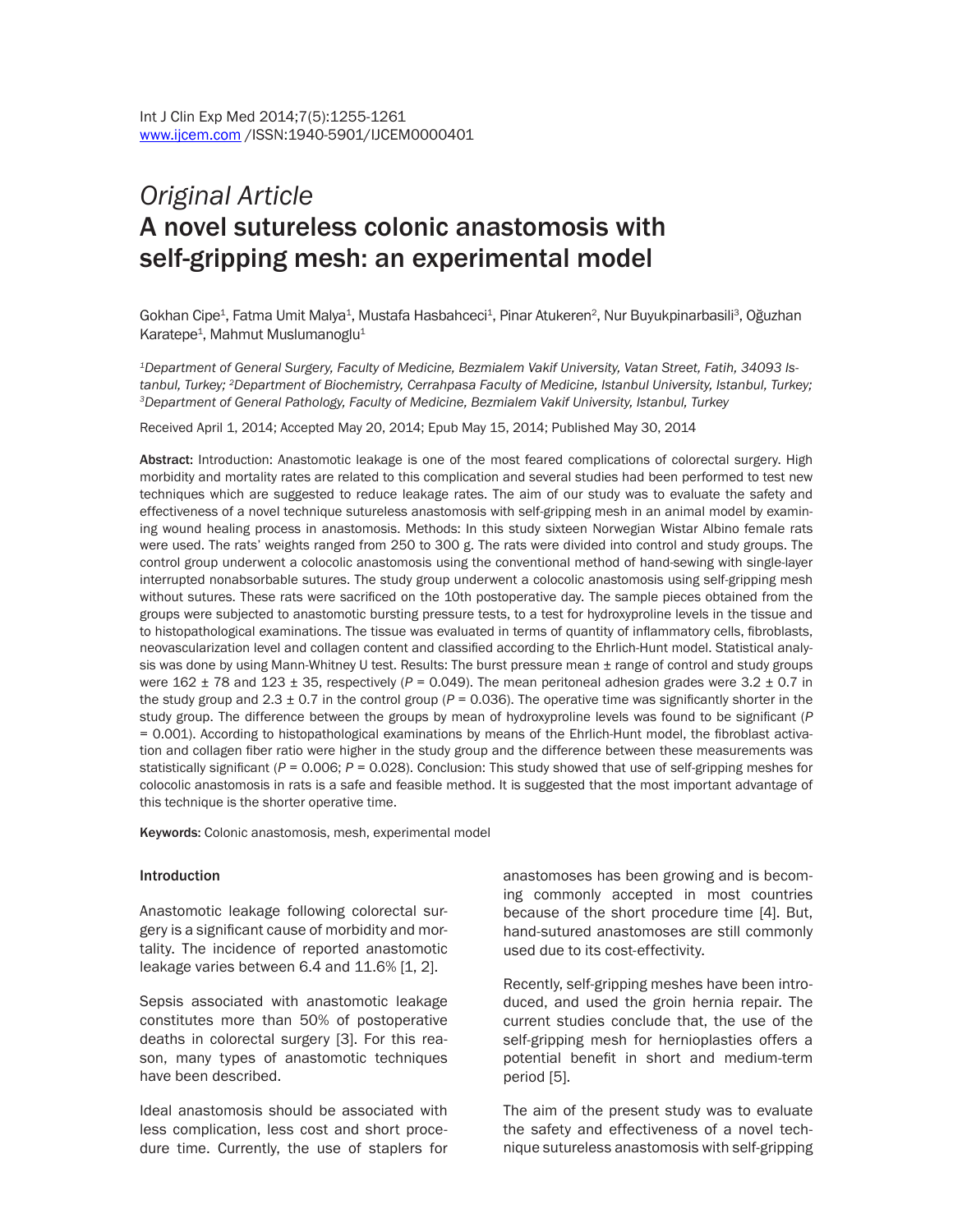*Original Article*

# A novel sutureless colonic anastomosis with self-gripping mesh: an experimental model

Gokhan Cipe[1], Fatma Umit Malya[1], Mustafa Hasbahceci[1], Pinar Atukeren[2], Nur Buyukpinarbasili[3], Oğuzhan Karatepe[1], Mahmut Muslumanoglu[1]

*[1]Department of General Surgery, Faculty of Medicine, Bezmialem Vakif University, Vatan Street, Fatih, 34093 Istanbul, Turkey; [2]Department of Biochemistry, Cerrahpasa Faculty of Medicine, Istanbul University, Istanbul, Turkey; [3]Department of General Pathology, Faculty of Medicine, Bezmialem Vakif University, Istanbul, Turkey*

Received April 1, 2014; Accepted May 20, 2014; Epub May 15, 2014; Published May 30, 2014

**Abstract:** Introduction: Anastomotic leakage is one of the most feared complications of colorectal surgery. High morbidity and mortality rates are related to this complication and several studies had been performed to test new techniques which are suggested to reduce leakage rates. The aim of our study was to evaluate the safety and effectiveness of a novel technique sutureless anastomosis with self-gripping mesh in an animal model by examining wound healing process in anastomosis. Methods: In this study sixteen Norwegian Wistar Albino female rats were used. The rats' weights ranged from 250 to 300 g. The rats were divided into control and study groups. The control group underwent a colocolic anastomosis using the conventional method of hand-sewing with single-layer interrupted nonabsorbable sutures. The study group underwent a colocolic anastomosis using self-gripping mesh without sutures. These rats were sacrificed on the 10th postoperative day. The sample pieces obtained from the groups were subjected to anastomotic bursting pressure tests, to a test for hydroxyproline levels in the tissue and to histopathological examinations. The tissue was evaluated in terms of quantity of inflammatory cells, fibroblasts, neovascularization level and collagen content and classified according to the Ehrlich-Hunt model. Statistical analysis was done by using Mann-Whitney U test. Results: The burst pressure mean ± range of control and study groups were 162 ± 78 and 123 ± 35, respectively ($P = 0.049$). The mean peritoneal adhesion grades were 3.2 ± 0.7 in the study group and 2.3 ± 0.7 in the control group ($P = 0.036$). The operative time was significantly shorter in the study group. The difference between the groups by mean of hydroxyproline levels was found to be significant ($P = 0.001$). According to histopathological examinations by means of the Ehrlich-Hunt model, the fibroblast activation and collagen fiber ratio were higher in the study group and the difference between these measurements was statistically significant ($P = 0.006$; $P = 0.028$). Conclusion: This study showed that use of self-gripping meshes for colocolic anastomosis in rats is a safe and feasible method. It is suggested that the most important advantage of this technique is the shorter operative time.

**Keywords:** Colonic anastomosis, mesh, experimental model

## Introduction

Anastomotic leakage following colorectal surgery is a significant cause of morbidity and mortality. The incidence of reported anastomotic leakage varies between 6.4 and 11.6% [1, 2].

Sepsis associated with anastomotic leakage constitutes more than 50% of postoperative deaths in colorectal surgery [3]. For this reason, many types of anastomotic techniques have been described.

Ideal anastomosis should be associated with less complication, less cost and short procedure time. Currently, the use of staplers for anastomoses has been growing and is becoming commonly accepted in most countries because of the short procedure time [4]. But, hand-sutured anastomoses are still commonly used due to its cost-effectivity.

Recently, self-gripping meshes have been introduced, and used the groin hernia repair. The current studies conclude that, the use of the self-gripping mesh for hernioplasties offers a potential benefit in short and medium-term period [5].

The aim of the present study was to evaluate the safety and effectiveness of a novel technique sutureless anastomosis with self-gripping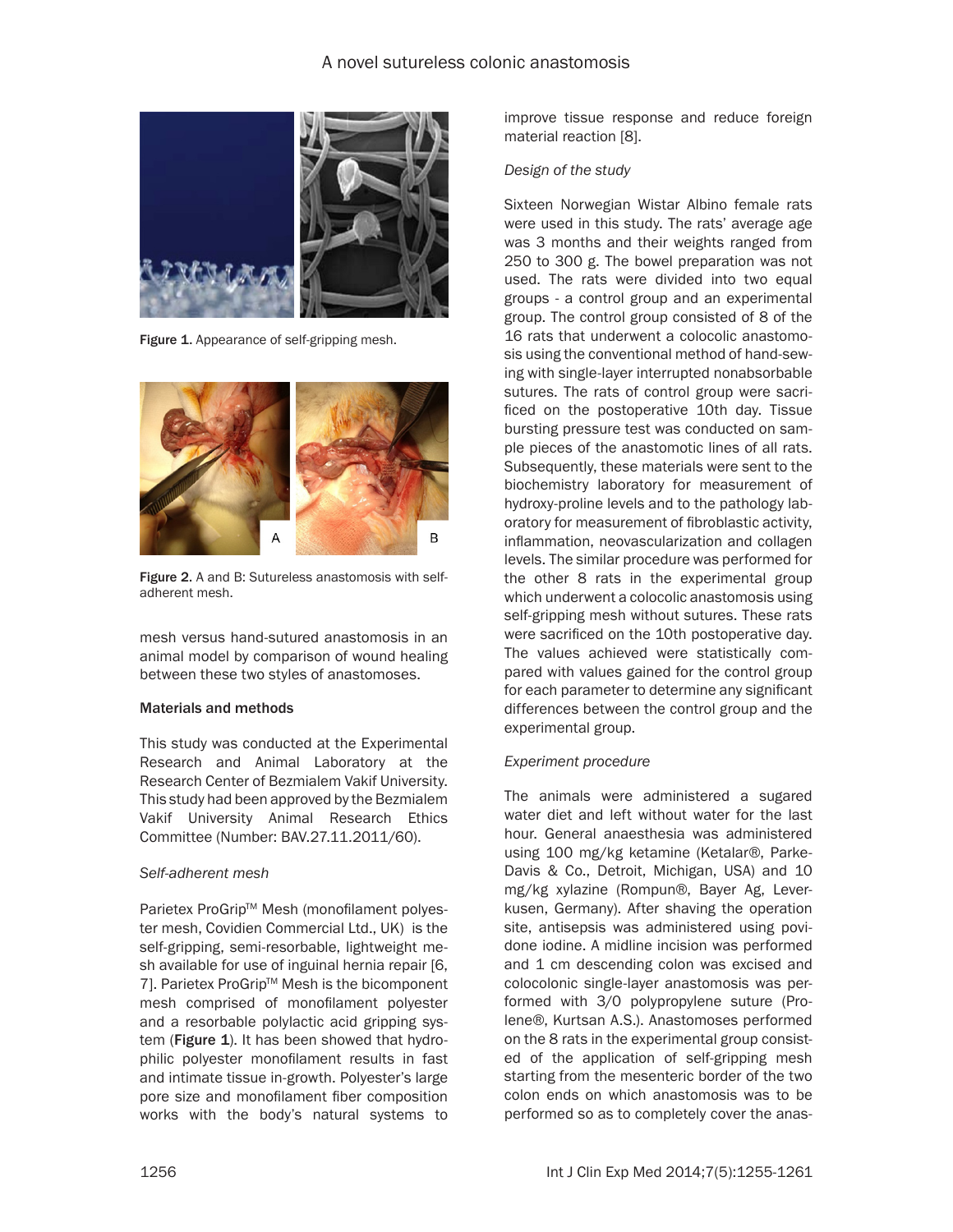Figure 1. Appearance of self-gripping mesh.

Figure 2. A and B: Sutureless anastomosis with self-adherent mesh.

mesh versus hand-sutured anastomosis in an animal model by comparison of wound healing between these two styles of anastomoses.

## Materials and methods

This study was conducted at the Experimental Research and Animal Laboratory at the Research Center of Bezmialem Vakif University. This study had been approved by the Bezmialem Vakif University Animal Research Ethics Committee (Number: BAV.27.11.2011/60).

### *Self-adherent mesh*

Parietex ProGrip™ Mesh (monofilament polyester mesh, Covidien Commercial Ltd., UK) is the self-gripping, semi-resorbable, lightweight mesh available for use of inguinal hernia repair [6, 7]. Parietex ProGrip™ Mesh is the bicomponent mesh comprised of monofilament polyester and a resorbable polylactic acid gripping system (**Figure 1**). It has been showed that hydrophilic polyester monofilament results in fast and intimate tissue in-growth. Polyester's large pore size and monofilament fiber composition works with the body's natural systems to improve tissue response and reduce foreign material reaction [8].

### *Design of the study*

Sixteen Norwegian Wistar Albino female rats were used in this study. The rats' average age was 3 months and their weights ranged from 250 to 300 g. The bowel preparation was not used. The rats were divided into two equal groups - a control group and an experimental group. The control group consisted of 8 of the 16 rats that underwent a colocolic anastomosis using the conventional method of hand-sewing with single-layer interrupted nonabsorbable sutures. The rats of control group were sacrificed on the postoperative 10th day. Tissue bursting pressure test was conducted on sample pieces of the anastomotic lines of all rats. Subsequently, these materials were sent to the biochemistry laboratory for measurement of hydroxy-proline levels and to the pathology laboratory for measurement of fibroblastic activity, inflammation, neovascularization and collagen levels. The similar procedure was performed for the other 8 rats in the experimental group which underwent a colocolic anastomosis using self-gripping mesh without sutures. These rats were sacrificed on the 10th postoperative day. The values achieved were statistically compared with values gained for the control group for each parameter to determine any significant differences between the control group and the experimental group.

### *Experiment procedure*

The animals were administered a sugared water diet and left without water for the last hour. General anaesthesia was administered using 100 mg/kg ketamine (Ketalar®, Parke-Davis & Co., Detroit, Michigan, USA) and 10 mg/kg xylazine (Rompun®, Bayer Ag, Leverkusen, Germany). After shaving the operation site, antisepsis was administered using povidone iodine. A midline incision was performed and 1 cm descending colon was excised and colocolonic single-layer anastomosis was performed with 3/0 polypropylene suture (Prolene®, Kurtsan A.S.). Anastomoses performed on the 8 rats in the experimental group consisted of the application of self-gripping mesh starting from the mesenteric border of the two colon ends on which anastomosis was to be performed so as to completely cover the anas-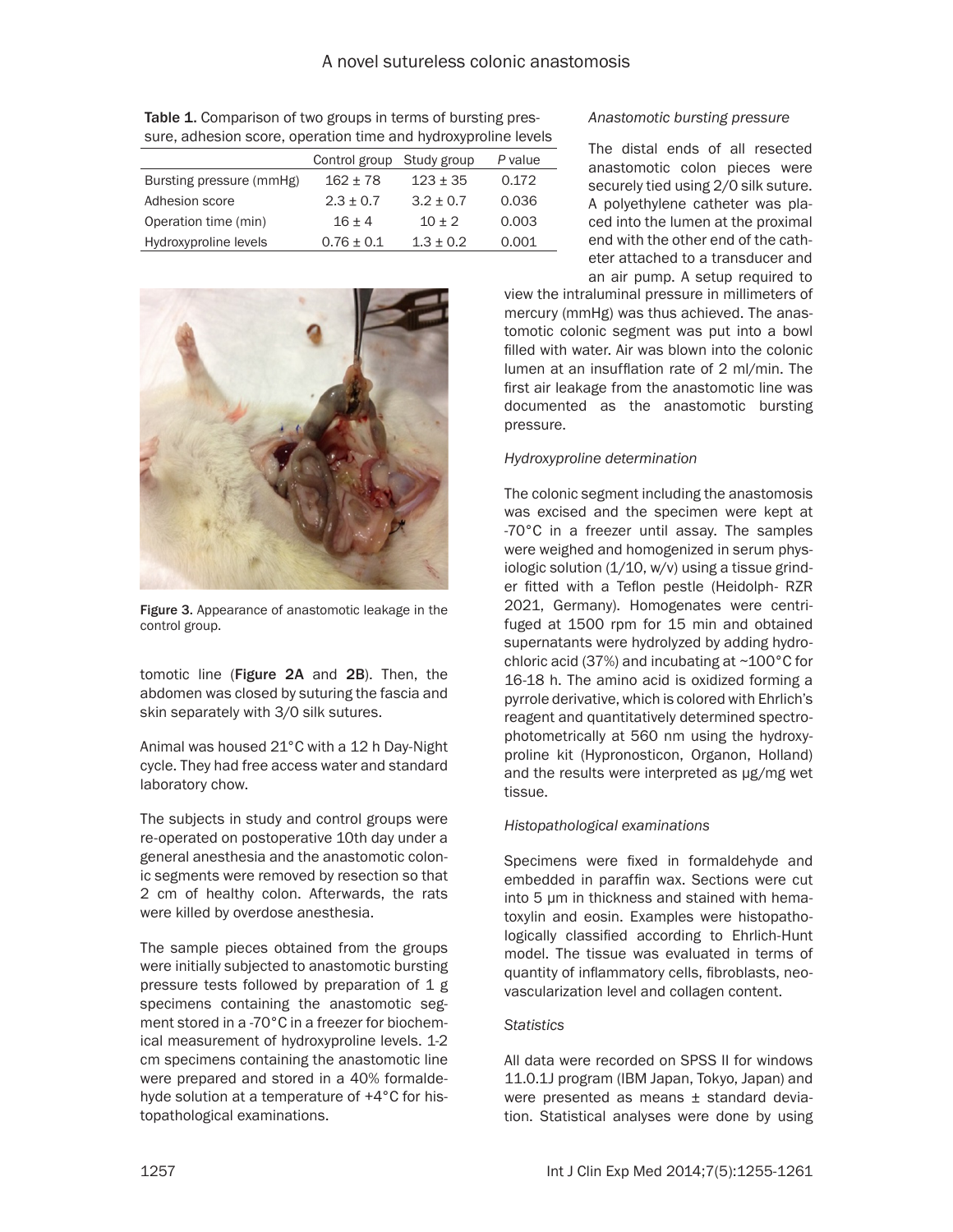Table 1. Comparison of two groups in terms of bursting pressure, adhesion score, operation time and hydroxyproline levels

| | Control group | Study group | *P* value |
|---|---|---|---|
| Bursting pressure (mmHg) | 162 ± 78 | 123 ± 35 | 0.172 |
| Adhesion score | 2.3 ± 0.7 | 3.2 ± 0.7 | 0.036 |
| Operation time (min) | 16 ± 4 | 10 ± 2 | 0.003 |
| Hydroxyproline levels | 0.76 ± 0.1 | 1.3 ± 0.2 | 0.001 |

Figure 3. Appearance of anastomotic leakage in the control group.

tomotic line (**Figure 2A** and **2B**). Then, the abdomen was closed by suturing the fascia and skin separately with 3/0 silk sutures.

Animal was housed 21°C with a 12 h Day-Night cycle. They had free access water and standard laboratory chow.

The subjects in study and control groups were re-operated on postoperative 10th day under a general anesthesia and the anastomotic colonic segments were removed by resection so that 2 cm of healthy colon. Afterwards, the rats were killed by overdose anesthesia.

The sample pieces obtained from the groups were initially subjected to anastomotic bursting pressure tests followed by preparation of 1 g specimens containing the anastomotic segment stored in a -70°C in a freezer for biochemical measurement of hydroxyproline levels. 1-2 cm specimens containing the anastomotic line were prepared and stored in a 40% formaldehyde solution at a temperature of +4°C for histopathological examinations.

*Anastomotic bursting pressure*

The distal ends of all resected anastomotic colon pieces were securely tied using 2/0 silk suture. A polyethylene catheter was placed into the lumen at the proximal end with the other end of the catheter attached to a transducer and an air pump. A setup required to view the intraluminal pressure in millimeters of mercury (mmHg) was thus achieved. The anastomotic colonic segment was put into a bowl filled with water. Air was blown into the colonic lumen at an insufflation rate of 2 ml/min. The first air leakage from the anastomotic line was documented as the anastomotic bursting pressure.

*Hydroxyproline determination*

The colonic segment including the anastomosis was excised and the specimen were kept at -70°C in a freezer until assay. The samples were weighed and homogenized in serum physiologic solution (1/10, w/v) using a tissue grinder fitted with a Teflon pestle (Heidolph- RZR 2021, Germany). Homogenates were centrifuged at 1500 rpm for 15 min and obtained supernatants were hydrolyzed by adding hydrochloric acid (37%) and incubating at ~100°C for 16-18 h. The amino acid is oxidized forming a pyrrole derivative, which is colored with Ehrlich's reagent and quantitatively determined spectrophotometrically at 560 nm using the hydroxyproline kit (Hypronosticon, Organon, Holland) and the results were interpreted as µg/mg wet tissue.

*Histopathological examinations*

Specimens were fixed in formaldehyde and embedded in paraffin wax. Sections were cut into 5 µm in thickness and stained with hematoxylin and eosin. Examples were histopathologically classified according to Ehrlich-Hunt model. The tissue was evaluated in terms of quantity of inflammatory cells, fibroblasts, neovascularization level and collagen content.

*Statistics*

All data were recorded on SPSS II for windows 11.0.1J program (IBM Japan, Tokyo, Japan) and were presented as means ± standard deviation. Statistical analyses were done by using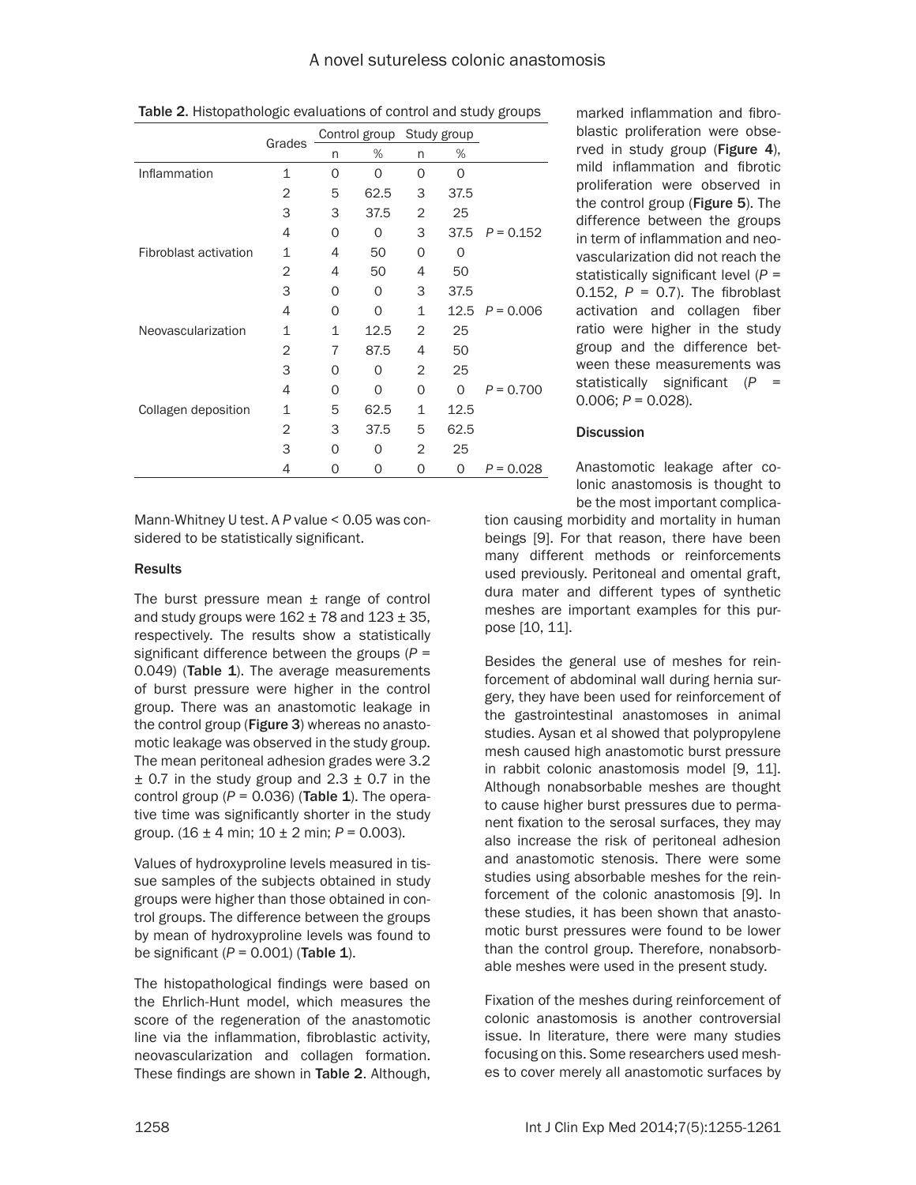Table 2. Histopathologic evaluations of control and study groups

| | Grades | Control group | | Study group | | |
|---|---|---|---|---|---|---|
| | | n | % | n | % | |
| Inflammation | 1 | 0 | 0 | 0 | 0 | |
| | 2 | 5 | 62.5 | 3 | 37.5 | |
| | 3 | 3 | 37.5 | 2 | 25 | |
| | 4 | 0 | 0 | 3 | 37.5 | $P = 0.152$ |
| Fibroblast activation | 1 | 4 | 50 | 0 | 0 | |
| | 2 | 4 | 50 | 4 | 50 | |
| | 3 | 0 | 0 | 3 | 37.5 | |
| | 4 | 0 | 0 | 1 | 12.5 | $P = 0.006$ |
| Neovascularization | 1 | 1 | 12.5 | 2 | 25 | |
| | 2 | 7 | 87.5 | 4 | 50 | |
| | 3 | 0 | 0 | 2 | 25 | |
| | 4 | 0 | 0 | 0 | 0 | $P = 0.700$ |
| Collagen deposition | 1 | 5 | 62.5 | 1 | 12.5 | |
| | 2 | 3 | 37.5 | 5 | 62.5 | |
| | 3 | 0 | 0 | 2 | 25 | |
| | 4 | 0 | 0 | 0 | 0 | $P = 0.028$ |

Mann-Whitney U test. A $P$ value < 0.05 was considered to be statistically significant.

### Results

The burst pressure mean ± range of control and study groups were 162 ± 78 and 123 ± 35, respectively. The results show a statistically significant difference between the groups ($P = 0.049$) (**Table 1**). The average measurements of burst pressure were higher in the control group. There was an anastomotic leakage in the control group (**Figure 3**) whereas no anastomotic leakage was observed in the study group. The mean peritoneal adhesion grades were 3.2 ± 0.7 in the study group and 2.3 ± 0.7 in the control group ($P = 0.036$) (**Table 1**). The operative time was significantly shorter in the study group. (16 ± 4 min; 10 ± 2 min; $P = 0.003$).

Values of hydroxyproline levels measured in tissue samples of the subjects obtained in study groups were higher than those obtained in control groups. The difference between the groups by mean of hydroxyproline levels was found to be significant ($P = 0.001$) (**Table 1**).

The histopathological findings were based on the Ehrlich-Hunt model, which measures the score of the regeneration of the anastomotic line via the inflammation, fibroblastic activity, neovascularization and collagen formation. These findings are shown in **Table 2**. Although, marked inflammation and fibroblastic proliferation were observed in study group (**Figure 4**), mild inflammation and fibrotic proliferation were observed in the control group (**Figure 5**). The difference between the groups in term of inflammation and neovascularization did not reach the statistically significant level ($P = 0.152$, $P = 0.7$). The fibroblast activation and collagen fiber ratio were higher in the study group and the difference between these measurements was statistically significant ($P = 0.006$; $P = 0.028$).

### Discussion

Anastomotic leakage after colonic anastomosis is thought to be the most important complication causing morbidity and mortality in human beings [9]. For that reason, there have been many different methods or reinforcements used previously. Peritoneal and omental graft, dura mater and different types of synthetic meshes are important examples for this purpose [10, 11].

Besides the general use of meshes for reinforcement of abdominal wall during hernia surgery, they have been used for reinforcement of the gastrointestinal anastomoses in animal studies. Aysan et al showed that polypropylene mesh caused high anastomotic burst pressure in rabbit colonic anastomosis model [9, 11]. Although nonabsorbable meshes are thought to cause higher burst pressures due to permanent fixation to the serosal surfaces, they may also increase the risk of peritoneal adhesion and anastomotic stenosis. There were some studies using absorbable meshes for the reinforcement of the colonic anastomosis [9]. In these studies, it has been shown that anastomotic burst pressures were found to be lower than the control group. Therefore, nonabsorbable meshes were used in the present study.

Fixation of the meshes during reinforcement of colonic anastomosis is another controversial issue. In literature, there were many studies focusing on this. Some researchers used meshes to cover merely all anastomotic surfaces by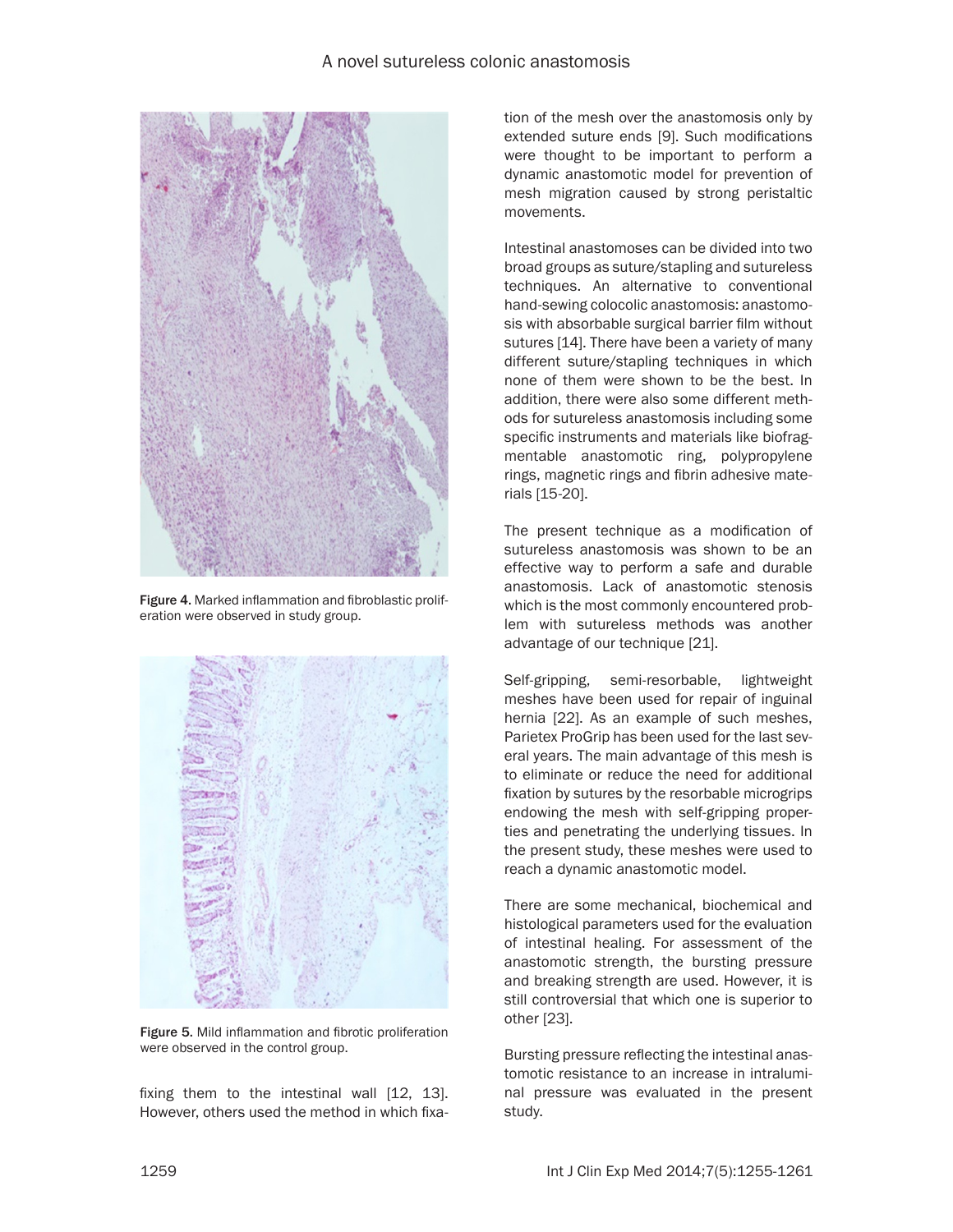Figure 4. Marked inflammation and fibroblastic proliferation were observed in study group.

Figure 5. Mild inflammation and fibrotic proliferation were observed in the control group.

fixing them to the intestinal wall [12, 13]. However, others used the method in which fixation of the mesh over the anastomosis only by extended suture ends [9]. Such modifications were thought to be important to perform a dynamic anastomotic model for prevention of mesh migration caused by strong peristaltic movements.

Intestinal anastomoses can be divided into two broad groups as suture/stapling and sutureless techniques. An alternative to conventional hand-sewing colocolic anastomosis: anastomosis with absorbable surgical barrier film without sutures [14]. There have been a variety of many different suture/stapling techniques in which none of them were shown to be the best. In addition, there were also some different methods for sutureless anastomosis including some specific instruments and materials like biofragmentable anastomotic ring, polypropylene rings, magnetic rings and fibrin adhesive materials [15-20].

The present technique as a modification of sutureless anastomosis was shown to be an effective way to perform a safe and durable anastomosis. Lack of anastomotic stenosis which is the most commonly encountered problem with sutureless methods was another advantage of our technique [21].

Self-gripping, semi-resorbable, lightweight meshes have been used for repair of inguinal hernia [22]. As an example of such meshes, Parietex ProGrip has been used for the last several years. The main advantage of this mesh is to eliminate or reduce the need for additional fixation by sutures by the resorbable micrograps endowing the mesh with self-gripping properties and penetrating the underlying tissues. In the present study, these meshes were used to reach a dynamic anastomotic model.

There are some mechanical, biochemical and histological parameters used for the evaluation of intestinal healing. For assessment of the anastomotic strength, the bursting pressure and breaking strength are used. However, it is still controversial that which one is superior to other [23].

Bursting pressure reflecting the intestinal anastomotic resistance to an increase in intraluminal pressure was evaluated in the present study.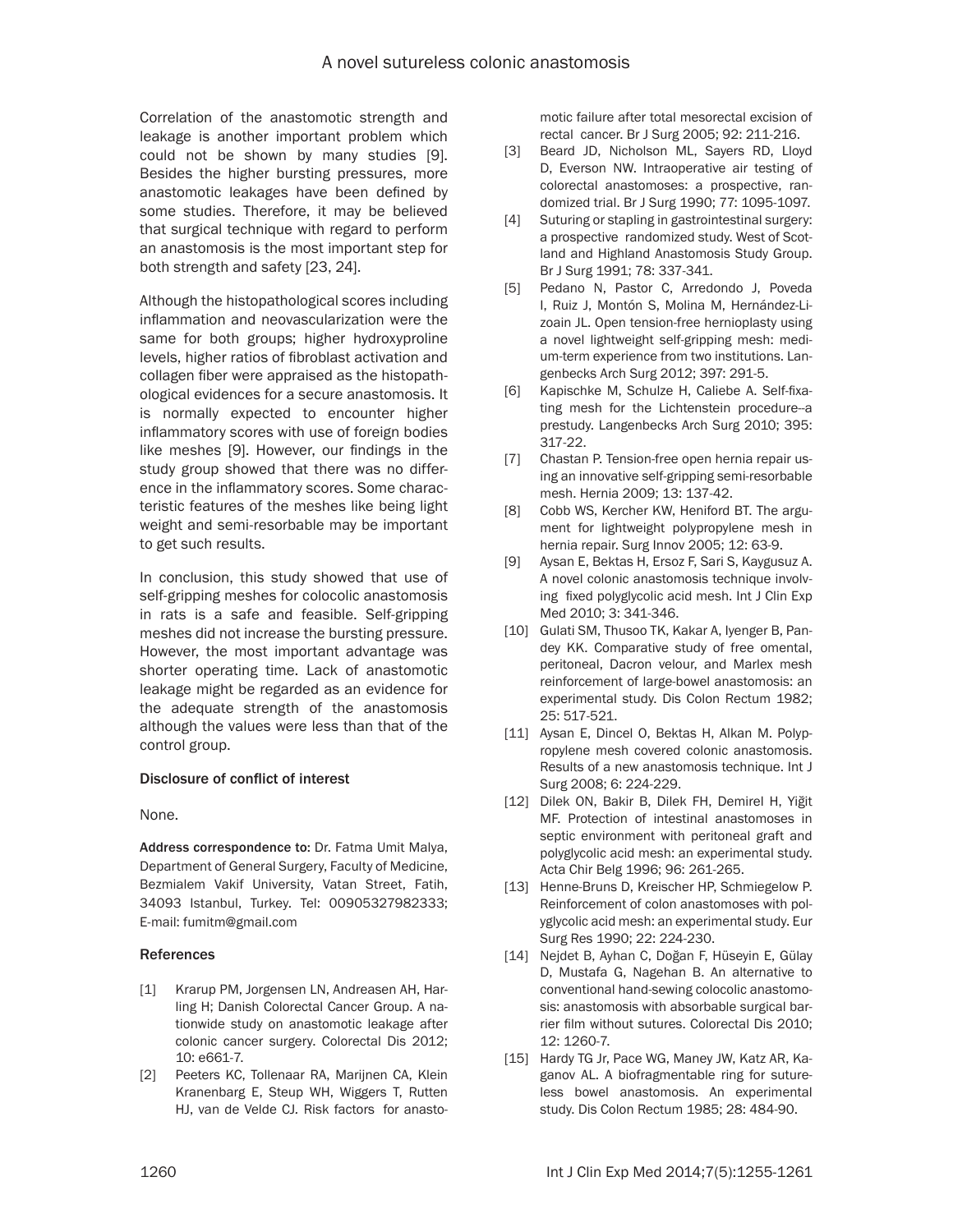Correlation of the anastomotic strength and leakage is another important problem which could not be shown by many studies [9]. Besides the higher bursting pressures, more anastomotic leakages have been defined by some studies. Therefore, it may be believed that surgical technique with regard to perform an anastomosis is the most important step for both strength and safety [23, 24].

Although the histopathological scores including inflammation and neovascularization were the same for both groups; higher hydroxyproline levels, higher ratios of fibroblast activation and collagen fiber were appraised as the histopathological evidences for a secure anastomosis. It is normally expected to encounter higher inflammatory scores with use of foreign bodies like meshes [9]. However, our findings in the study group showed that there was no difference in the inflammatory scores. Some characteristic features of the meshes like being light weight and semi-resorbable may be important to get such results.

In conclusion, this study showed that use of self-gripping meshes for colocolic anastomosis in rats is a safe and feasible. Self-gripping meshes did not increase the bursting pressure. However, the most important advantage was shorter operating time. Lack of anastomotic leakage might be regarded as an evidence for the adequate strength of the anastomosis although the values were less than that of the control group.

### Disclosure of conflict of interest

None.

**Address correspondence to:** Dr. Fatma Umit Malya, Department of General Surgery, Faculty of Medicine, Bezmialem Vakif University, Vatan Street, Fatih, 34093 Istanbul, Turkey. Tel: 00905327982333; E-mail: fumitm@gmail.com

### References

[1] Krarup PM, Jorgensen LN, Andreasen AH, Harling H; Danish Colorectal Cancer Group. A nationwide study on anastomotic leakage after colonic cancer surgery. Colorectal Dis 2012; 10: e661-7.

[2] Peeters KC, Tollenaar RA, Marijnen CA, Klein Kranenbarg E, Steup WH, Wiggers T, Rutten HJ, van de Velde CJ. Risk factors for anastomotic failure after total mesorectal excision of rectal cancer. Br J Surg 2005; 92: 211-216.

[3] Beard JD, Nicholson ML, Sayers RD, Lloyd D, Everson NW. Intraoperative air testing of colorectal anastomoses: a prospective, randomized trial. Br J Surg 1990; 77: 1095-1097.

[4] Suturing or stapling in gastrointestinal surgery: a prospective randomized study. West of Scotland and Highland Anastomosis Study Group. Br J Surg 1991; 78: 337-341.

[5] Pedano N, Pastor C, Arredondo J, Poveda I, Ruiz J, Montón S, Molina M, Hernández-Lizoain JL. Open tension-free hernioplasty using a novel lightweight self-gripping mesh: medium-term experience from two institutions. Langenbecks Arch Surg 2012; 397: 291-5.

[6] Kapischke M, Schulze H, Caliebe A. Self-fixating mesh for the Lichtenstein procedure--a prestudy. Langenbecks Arch Surg 2010; 395: 317-22.

[7] Chastan P. Tension-free open hernia repair using an innovative self-gripping semi-resorbable mesh. Hernia 2009; 13: 137-42.

[8] Cobb WS, Kercher KW, Heniford BT. The argument for lightweight polypropylene mesh in hernia repair. Surg Innov 2005; 12: 63-9.

[9] Aysan E, Bektas H, Ersoz F, Sari S, Kaygusuz A. A novel colonic anastomosis technique involving fixed polyglycolic acid mesh. Int J Clin Exp Med 2010; 3: 341-346.

[10] Gulati SM, Thusoo TK, Kakar A, Iyenger B, Pandey KK. Comparative study of free omental, peritoneal, Dacron velour, and Marlex mesh reinforcement of large-bowel anastomosis: an experimental study. Dis Colon Rectum 1982; 25: 517-521.

[11] Aysan E, Dincel O, Bektas H, Alkan M. Polypropylene mesh covered colonic anastomosis. Results of a new anastomosis technique. Int J Surg 2008; 6: 224-229.

[12] Dilek ON, Bakir B, Dilek FH, Demirel H, Yiğit MF. Protection of intestinal anastomoses in septic environment with peritoneal graft and polyglycolic acid mesh: an experimental study. Acta Chir Belg 1996; 96: 261-265.

[13] Henne-Bruns D, Kreischer HP, Schmiegelow P. Reinforcement of colon anastomoses with polyglycolic acid mesh: an experimental study. Eur Surg Res 1990; 22: 224-230.

[14] Nejdet B, Ayhan C, Doğan F, Hüseyin E, Gülay D, Mustafa G, Nagehan B. An alternative to conventional hand-sewing colocolic anastomosis: anastomosis with absorbable surgical barrier film without sutures. Colorectal Dis 2010; 12: 1260-7.

[15] Hardy TG Jr, Pace WG, Maney JW, Katz AR, Kaganov AL. A biofragmentable ring for sutureless bowel anastomosis. An experimental study. Dis Colon Rectum 1985; 28: 484-90.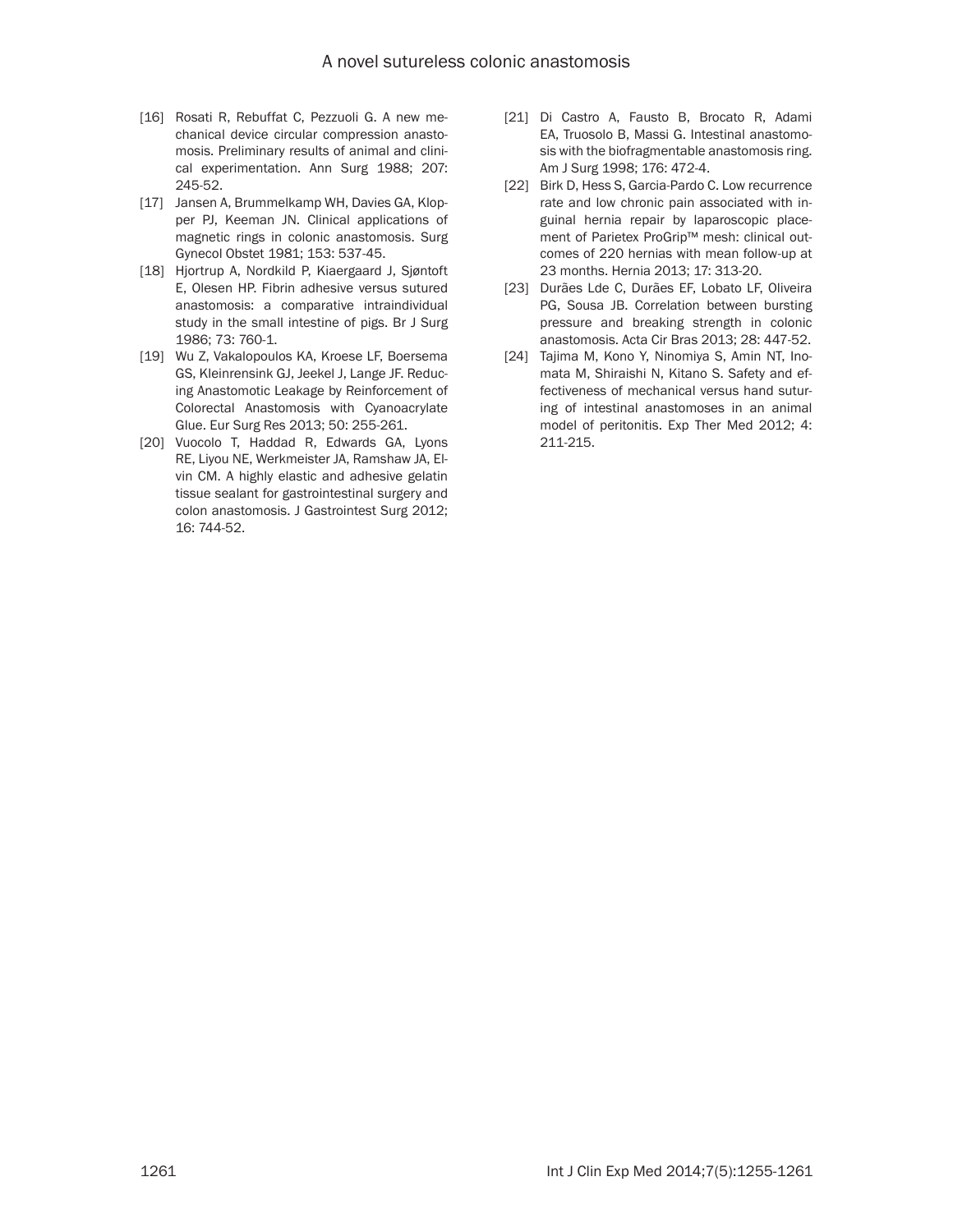[16] Rosati R, Rebuffat C, Pezzuoli G. A new mechanical device circular compression anastomosis. Preliminary results of animal and clinical experimentation. Ann Surg 1988; 207: 245-52.

[17] Jansen A, Brummelkamp WH, Davies GA, Klopper PJ, Keeman JN. Clinical applications of magnetic rings in colonic anastomosis. Surg Gynecol Obstet 1981; 153: 537-45.

[18] Hjortrup A, Nordkild P, Kiaergaard J, Sjøntoft E, Olesen HP. Fibrin adhesive versus sutured anastomosis: a comparative intraindividual study in the small intestine of pigs. Br J Surg 1986; 73: 760-1.

[19] Wu Z, Vakalopoulos KA, Kroese LF, Boersema GS, Kleinrensink GJ, Jeekel J, Lange JF. Reducing Anastomotic Leakage by Reinforcement of Colorectal Anastomosis with Cyanoacrylate Glue. Eur Surg Res 2013; 50: 255-261.

[20] Vuocolo T, Haddad R, Edwards GA, Lyons RE, Liyou NE, Werkmeister JA, Ramshaw JA, Elvin CM. A highly elastic and adhesive gelatin tissue sealant for gastrointestinal surgery and colon anastomosis. J Gastrointest Surg 2012; 16: 744-52.

[21] Di Castro A, Fausto B, Brocato R, Adami EA, Truosolo B, Massi G. Intestinal anastomosis with the biofragmentable anastomosis ring. Am J Surg 1998; 176: 472-4.

[22] Birk D, Hess S, Garcia-Pardo C. Low recurrence rate and low chronic pain associated with inguinal hernia repair by laparoscopic placement of Parietex ProGrip™ mesh: clinical outcomes of 220 hernias with mean follow-up at 23 months. Hernia 2013; 17: 313-20.

[23] Durães Lde C, Durães EF, Lobato LF, Oliveira PG, Sousa JB. Correlation between bursting pressure and breaking strength in colonic anastomosis. Acta Cir Bras 2013; 28: 447-52.

[24] Tajima M, Kono Y, Ninomiya S, Amin NT, Inomata M, Shiraishi N, Kitano S. Safety and effectiveness of mechanical versus hand suturing of intestinal anastomoses in an animal model of peritonitis. Exp Ther Med 2012; 4: 211-215.